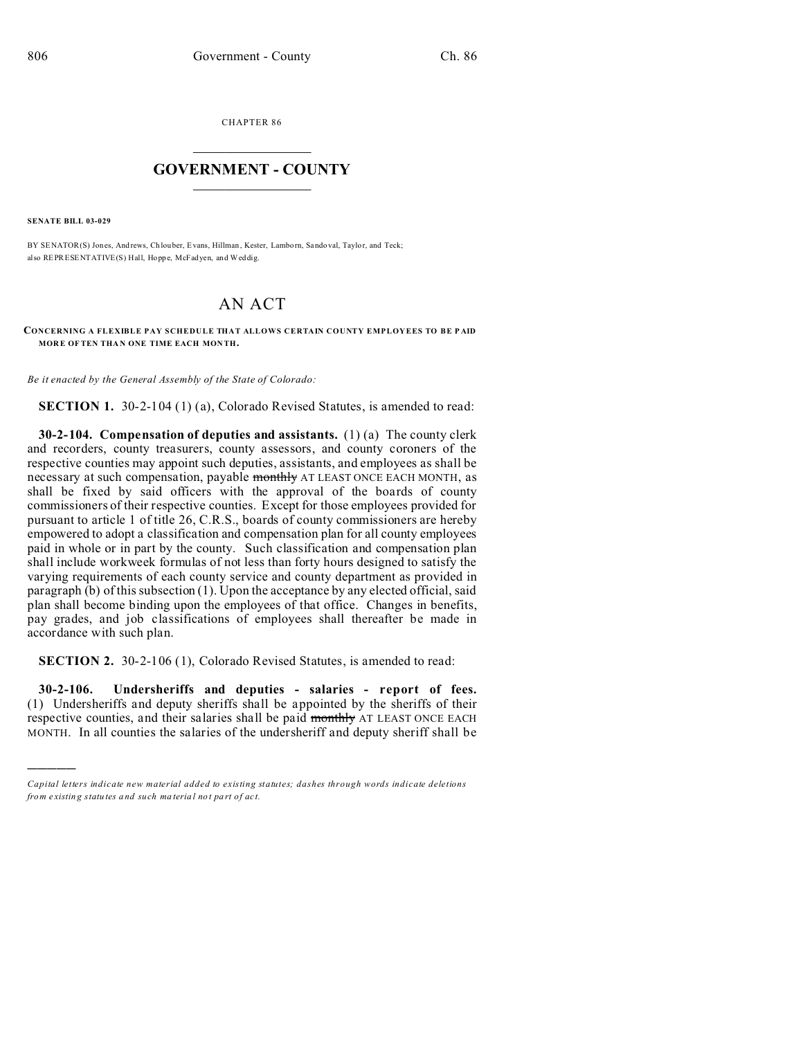CHAPTER 86

# GOVERNMENT - COUNTY

**SENATE BILL 03-029**

BY SENATOR(S) Jones, Andrews, Chlouber, Evans, Hillman, Kester, Lamborn, Sandoval, Taylor, and Teck;
also REPRESENTATIVE(S) Hall, Hoppe, McFadyen, and Weddig.

# AN ACT

**CONCERNING A FLEXIBLE PAY SCHEDULE THAT ALLOWS CERTAIN COUNTY EMPLOYEES TO BE PAID MORE OFTEN THAN ONE TIME EACH MONTH.**

*Be it enacted by the General Assembly of the State of Colorado:*

**SECTION 1.** 30-2-104 (1) (a), Colorado Revised Statutes, is amended to read:

**30-2-104. Compensation of deputies and assistants.** (1) (a) The county clerk and recorders, county treasurers, county assessors, and county coroners of the respective counties may appoint such deputies, assistants, and employees as shall be necessary at such compensation, payable ~~monthly~~ AT LEAST ONCE EACH MONTH, as shall be fixed by said officers with the approval of the boards of county commissioners of their respective counties. Except for those employees provided for pursuant to article 1 of title 26, C.R.S., boards of county commissioners are hereby empowered to adopt a classification and compensation plan for all county employees paid in whole or in part by the county. Such classification and compensation plan shall include workweek formulas of not less than forty hours designed to satisfy the varying requirements of each county service and county department as provided in paragraph (b) of this subsection (1). Upon the acceptance by any elected official, said plan shall become binding upon the employees of that office. Changes in benefits, pay grades, and job classifications of employees shall thereafter be made in accordance with such plan.

**SECTION 2.** 30-2-106 (1), Colorado Revised Statutes, is amended to read:

**30-2-106. Undersheriffs and deputies - salaries - report of fees.** (1) Undersheriffs and deputy sheriffs shall be appointed by the sheriffs of their respective counties, and their salaries shall be paid ~~monthly~~ AT LEAST ONCE EACH MONTH. In all counties the salaries of the undersheriff and deputy sheriff shall be

---

*Capital letters indicate new material added to existing statutes; dashes through words indicate deletions from existing statutes and such material not part of act.*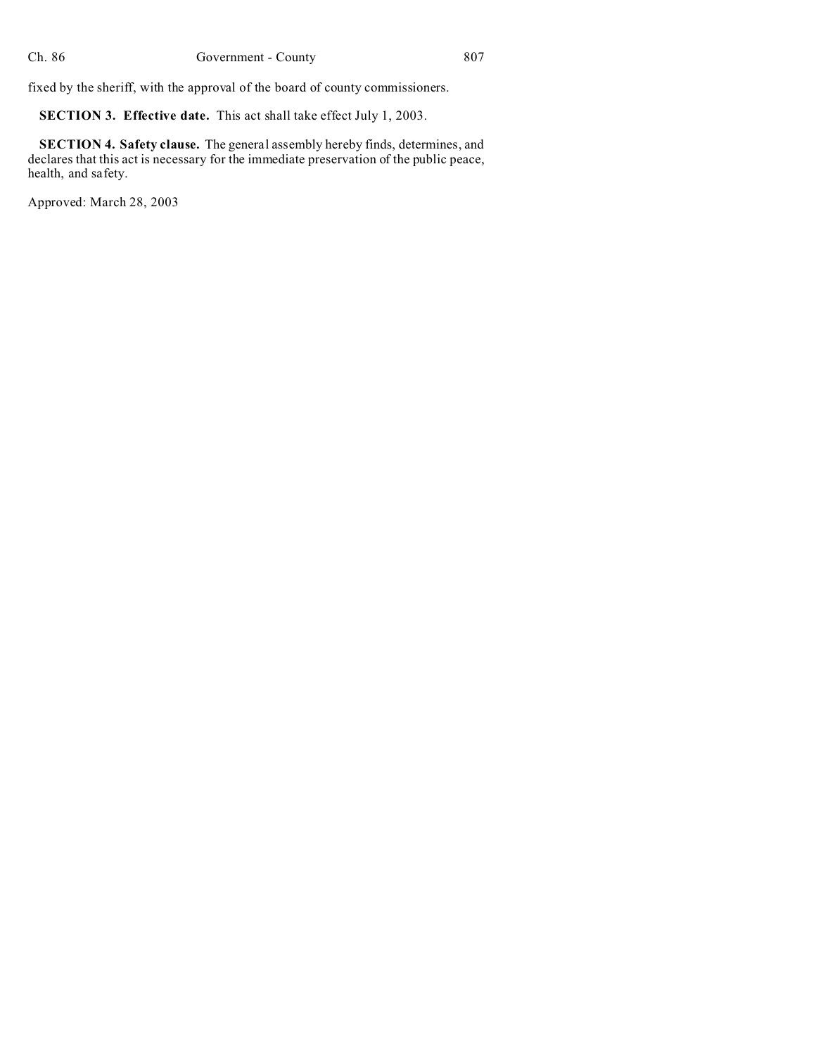fixed by the sheriff, with the approval of the board of county commissioners.

**SECTION 3. Effective date.** This act shall take effect July 1, 2003.

**SECTION 4. Safety clause.** The general assembly hereby finds, determines, and declares that this act is necessary for the immediate preservation of the public peace, health, and safety.

Approved: March 28, 2003